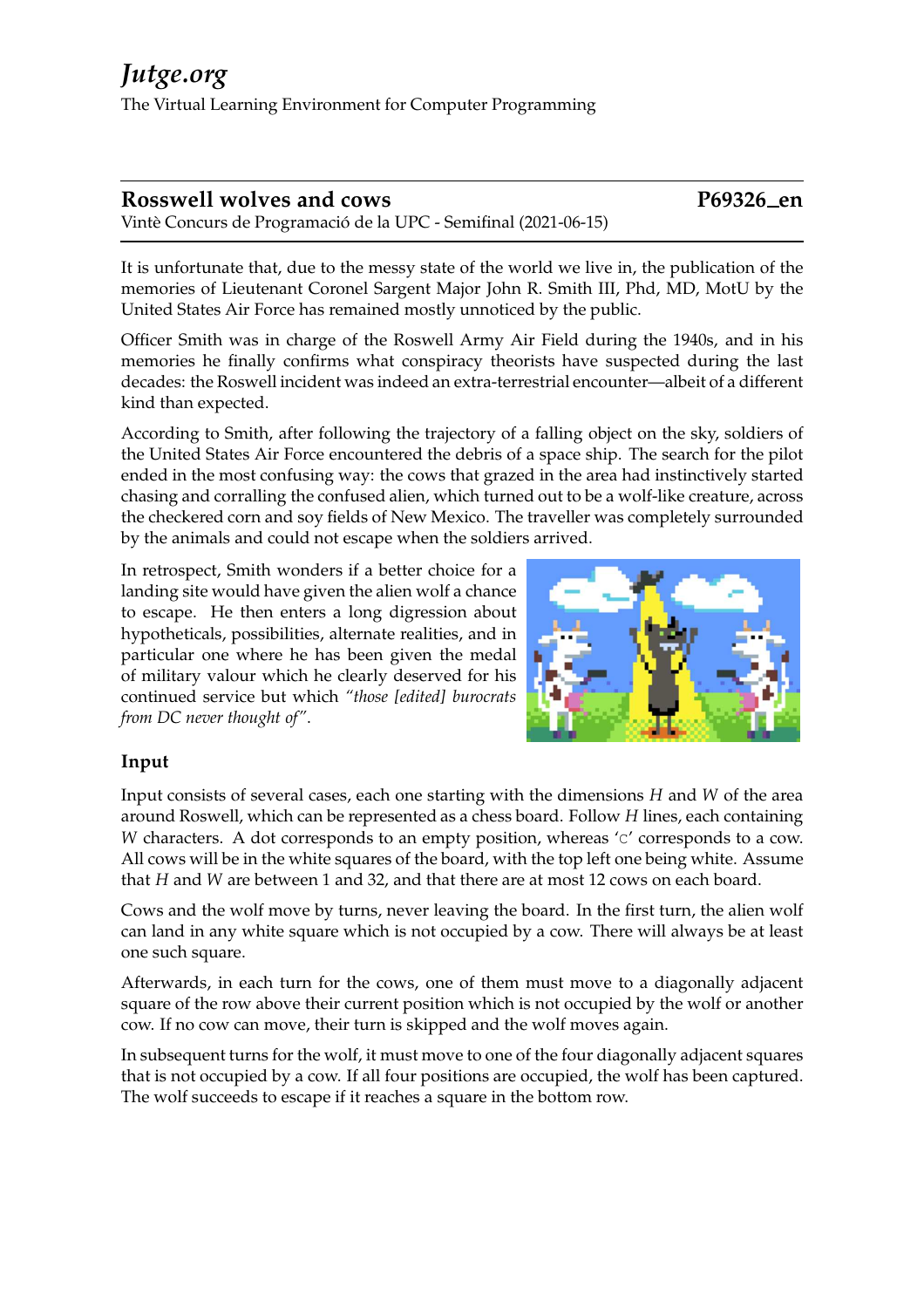# Jutge.org

The Virtual Learning Environment for Computer Programming

## Rosswell wolves and cows — P69326_en

Vintè Concurs de Programació de la UPC - Semifinal (2021-06-15)

It is unfortunate that, due to the messy state of the world we live in, the publication of the memories of Lieutenant Coronel Sargent Major John R. Smith III, Phd, MD, MotU by the United States Air Force has remained mostly unnoticed by the public.

Officer Smith was in charge of the Roswell Army Air Field during the 1940s, and in his memories he finally confirms what conspiracy theorists have suspected during the last decades: the Roswell incident was indeed an extra-terrestrial encounter—albeit of a different kind than expected.

According to Smith, after following the trajectory of a falling object on the sky, soldiers of the United States Air Force encountered the debris of a space ship. The search for the pilot ended in the most confusing way: the cows that grazed in the area had instinctively started chasing and corralling the confused alien, which turned out to be a wolf-like creature, across the checkered corn and soy fields of New Mexico. The traveller was completely surrounded by the animals and could not escape when the soldiers arrived.

In retrospect, Smith wonders if a better choice for a landing site would have given the alien wolf a chance to escape. He then enters a long digression about hypotheticals, possibilities, alternate realities, and in particular one where he has been given the medal of military valour which he clearly deserved for his continued service but which *"those [edited] burocrats from DC never thought of"*.

### Input

Input consists of several cases, each one starting with the dimensions $H$ and $W$ of the area around Roswell, which can be represented as a chess board. Follow $H$ lines, each containing $W$ characters. A dot corresponds to an empty position, whereas 'c' corresponds to a cow. All cows will be in the white squares of the board, with the top left one being white. Assume that $H$ and $W$ are between 1 and 32, and that there are at most 12 cows on each board.

Cows and the wolf move by turns, never leaving the board. In the first turn, the alien wolf can land in any white square which is not occupied by a cow. There will always be at least one such square.

Afterwards, in each turn for the cows, one of them must move to a diagonally adjacent square of the row above their current position which is not occupied by the wolf or another cow. If no cow can move, their turn is skipped and the wolf moves again.

In subsequent turns for the wolf, it must move to one of the four diagonally adjacent squares that is not occupied by a cow. If all four positions are occupied, the wolf has been captured. The wolf succeeds to escape if it reaches a square in the bottom row.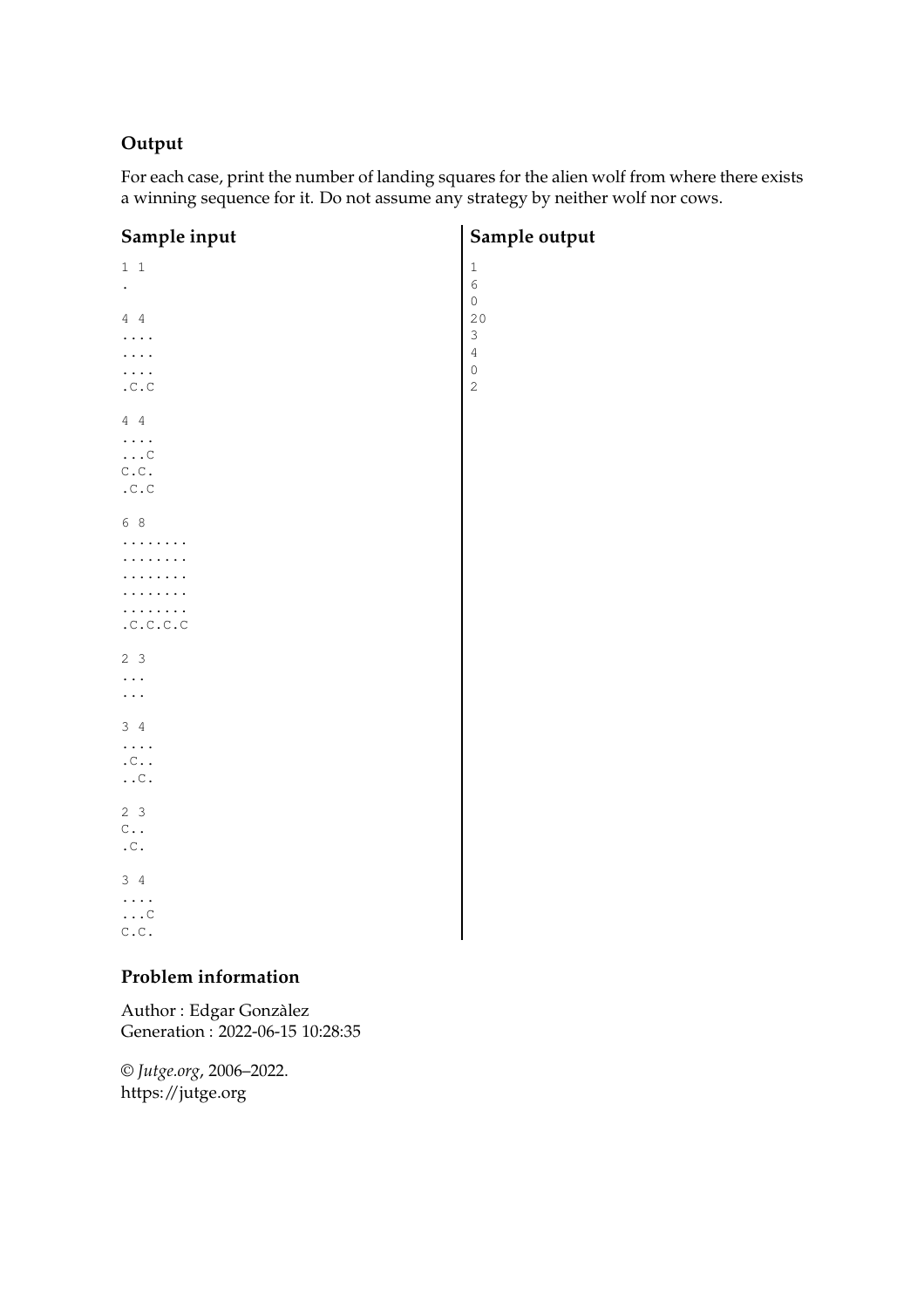## Output

For each case, print the number of landing squares for the alien wolf from where there exists a winning sequence for it. Do not assume any strategy by neither wolf nor cows.

## Sample input

```
1 1
.

4 4
....
....
....
.C.C

4 4
....
...C
C.C.
.C.C

6 8
........
........
........
........
........
.C.C.C.C

2 3
...
...

3 4
....
.C..
..C.

2 3
C..
.C.

3 4
....
...C
C.C.
```

## Sample output

```
1
6
0
20
3
4
0
2
```

## Problem information

Author : Edgar Gonzàlez
Generation : 2022-06-15 10:28:35

© *Jutge.org*, 2006–2022.
https://jutge.org